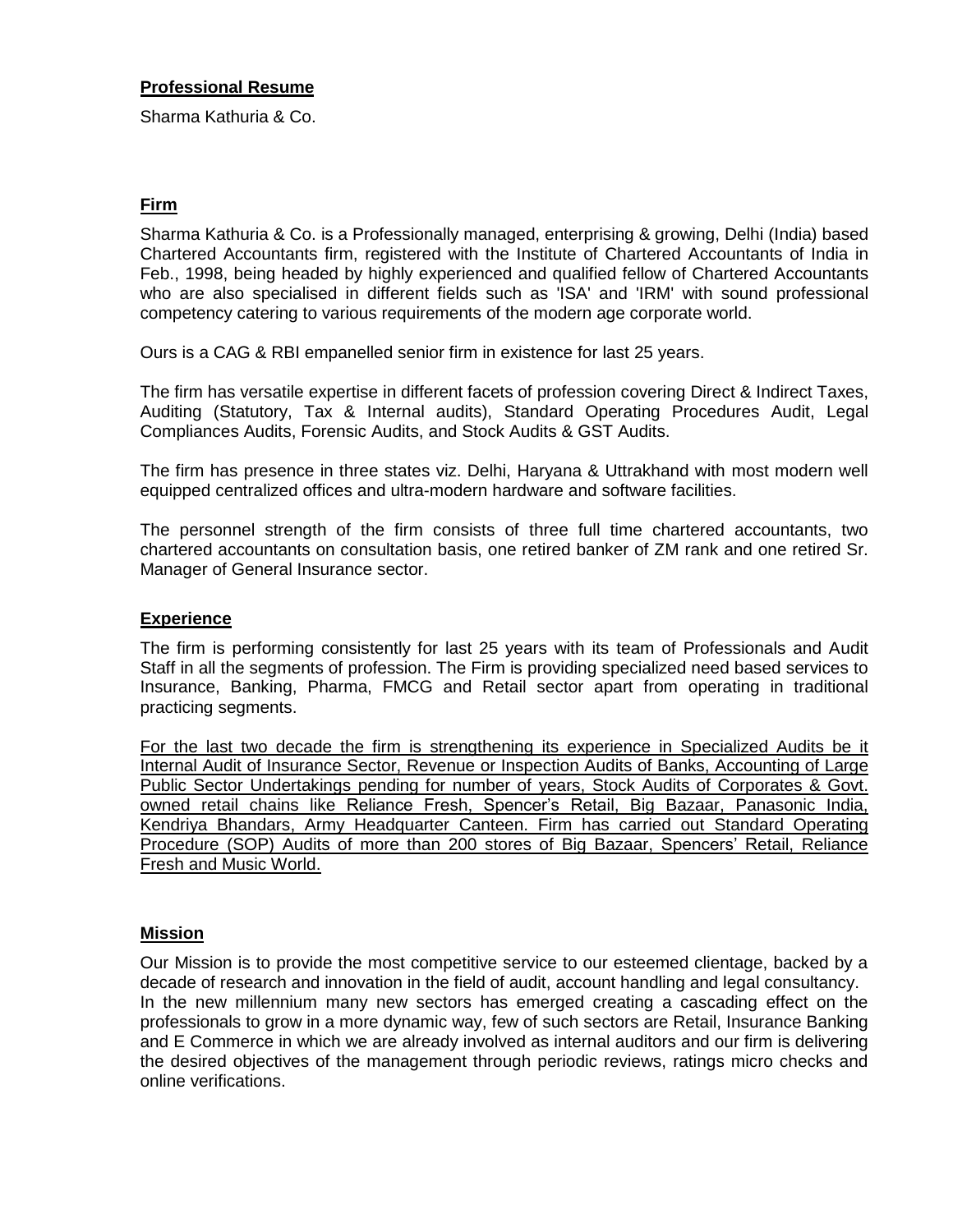**Professional Resume**

Sharma Kathuria & Co.

**Firm**

Sharma Kathuria & Co. is a Professionally managed, enterprising & growing, Delhi (India) based Chartered Accountants firm, registered with the Institute of Chartered Accountants of India in Feb., 1998, being headed by highly experienced and qualified fellow of Chartered Accountants who are also specialised in different fields such as 'ISA' and 'IRM' with sound professional competency catering to various requirements of the modern age corporate world.

Ours is a CAG & RBI empanelled senior firm in existence for last 25 years.

The firm has versatile expertise in different facets of profession covering Direct & Indirect Taxes, Auditing (Statutory, Tax & Internal audits), Standard Operating Procedures Audit, Legal Compliances Audits, Forensic Audits, and Stock Audits & GST Audits.

The firm has presence in three states viz. Delhi, Haryana & Uttrakhand with most modern well equipped centralized offices and ultra-modern hardware and software facilities.

The personnel strength of the firm consists of three full time chartered accountants, two chartered accountants on consultation basis, one retired banker of ZM rank and one retired Sr. Manager of General Insurance sector.

**Experience**

The firm is performing consistently for last 25 years with its team of Professionals and Audit Staff in all the segments of profession. The Firm is providing specialized need based services to Insurance, Banking, Pharma, FMCG and Retail sector apart from operating in traditional practicing segments.

For the last two decade the firm is strengthening its experience in Specialized Audits be it Internal Audit of Insurance Sector, Revenue or Inspection Audits of Banks, Accounting of Large Public Sector Undertakings pending for number of years, Stock Audits of Corporates & Govt. owned retail chains like Reliance Fresh, Spencer's Retail, Big Bazaar, Panasonic India, Kendriya Bhandars, Army Headquarter Canteen. Firm has carried out Standard Operating Procedure (SOP) Audits of more than 200 stores of Big Bazaar, Spencers' Retail, Reliance Fresh and Music World.

**Mission**

Our Mission is to provide the most competitive service to our esteemed clientage, backed by a decade of research and innovation in the field of audit, account handling and legal consultancy.
In the new millennium many new sectors has emerged creating a cascading effect on the professionals to grow in a more dynamic way, few of such sectors are Retail, Insurance Banking and E Commerce in which we are already involved as internal auditors and our firm is delivering the desired objectives of the management through periodic reviews, ratings micro checks and online verifications.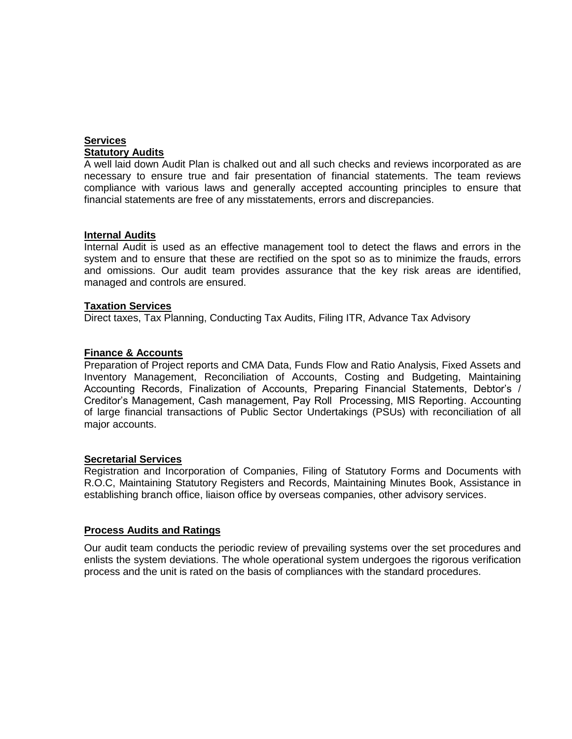## Services

### Statutory Audits

A well laid down Audit Plan is chalked out and all such checks and reviews incorporated as are necessary to ensure true and fair presentation of financial statements. The team reviews compliance with various laws and generally accepted accounting principles to ensure that financial statements are free of any misstatements, errors and discrepancies.

### Internal Audits

Internal Audit is used as an effective management tool to detect the flaws and errors in the system and to ensure that these are rectified on the spot so as to minimize the frauds, errors and omissions. Our audit team provides assurance that the key risk areas are identified, managed and controls are ensured.

### Taxation Services

Direct taxes, Tax Planning, Conducting Tax Audits, Filing ITR, Advance Tax Advisory

### Finance & Accounts

Preparation of Project reports and CMA Data, Funds Flow and Ratio Analysis, Fixed Assets and Inventory Management, Reconciliation of Accounts, Costing and Budgeting, Maintaining Accounting Records, Finalization of Accounts, Preparing Financial Statements, Debtor's / Creditor's Management, Cash management, Pay Roll Processing, MIS Reporting. Accounting of large financial transactions of Public Sector Undertakings (PSUs) with reconciliation of all major accounts.

### Secretarial Services

Registration and Incorporation of Companies, Filing of Statutory Forms and Documents with R.O.C, Maintaining Statutory Registers and Records, Maintaining Minutes Book, Assistance in establishing branch office, liaison office by overseas companies, other advisory services.

### Process Audits and Ratings

Our audit team conducts the periodic review of prevailing systems over the set procedures and enlists the system deviations. The whole operational system undergoes the rigorous verification process and the unit is rated on the basis of compliances with the standard procedures.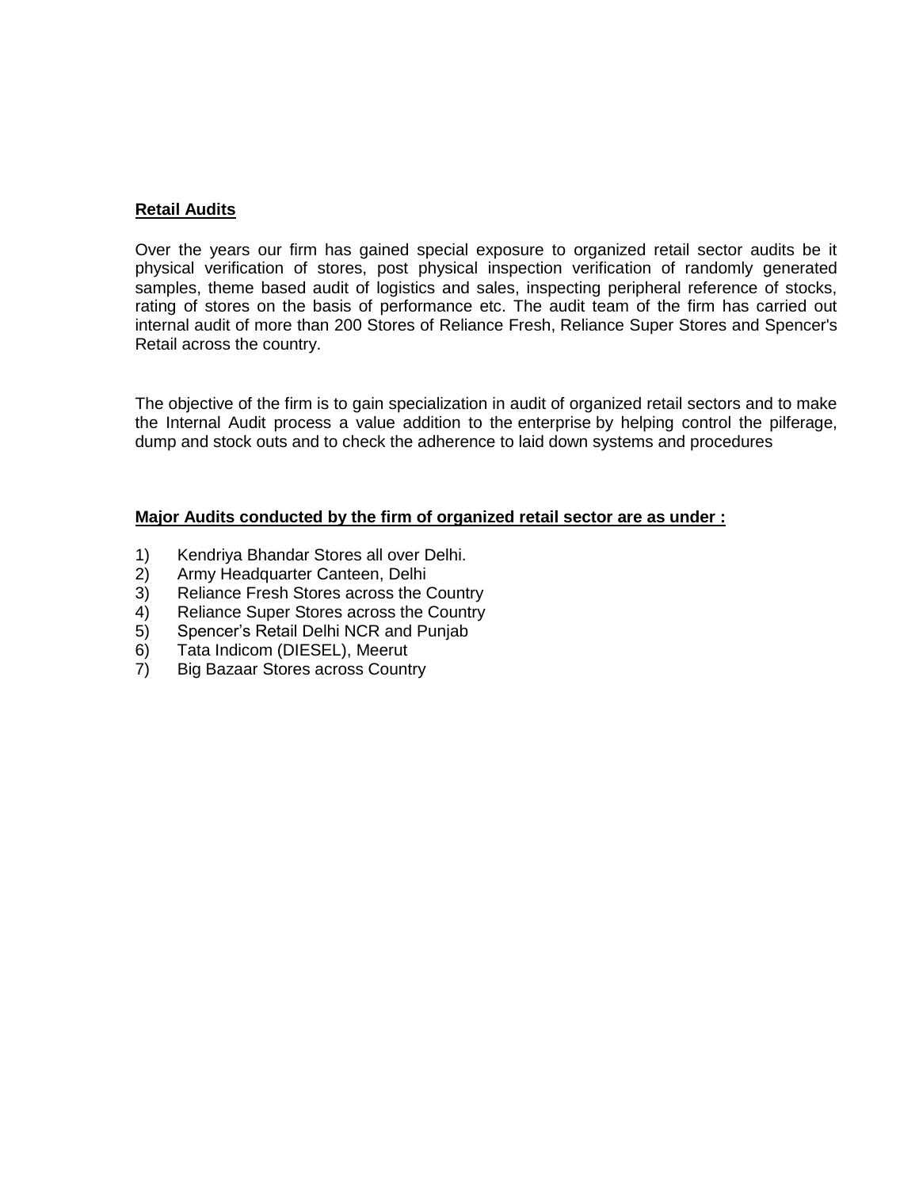**Retail Audits**

Over the years our firm has gained special exposure to organized retail sector audits be it physical verification of stores, post physical inspection verification of randomly generated samples, theme based audit of logistics and sales, inspecting peripheral reference of stocks, rating of stores on the basis of performance etc. The audit team of the firm has carried out internal audit of more than 200 Stores of Reliance Fresh, Reliance Super Stores and Spencer's Retail across the country.

The objective of the firm is to gain specialization in audit of organized retail sectors and to make the Internal Audit process a value addition to the enterprise by helping control the pilferage, dump and stock outs and to check the adherence to laid down systems and procedures

**Major Audits conducted by the firm of organized retail sector are as under :**

1) Kendriya Bhandar Stores all over Delhi.
2) Army Headquarter Canteen, Delhi
3) Reliance Fresh Stores across the Country
4) Reliance Super Stores across the Country
5) Spencer's Retail Delhi NCR and Punjab
6) Tata Indicom (DIESEL), Meerut
7) Big Bazaar Stores across Country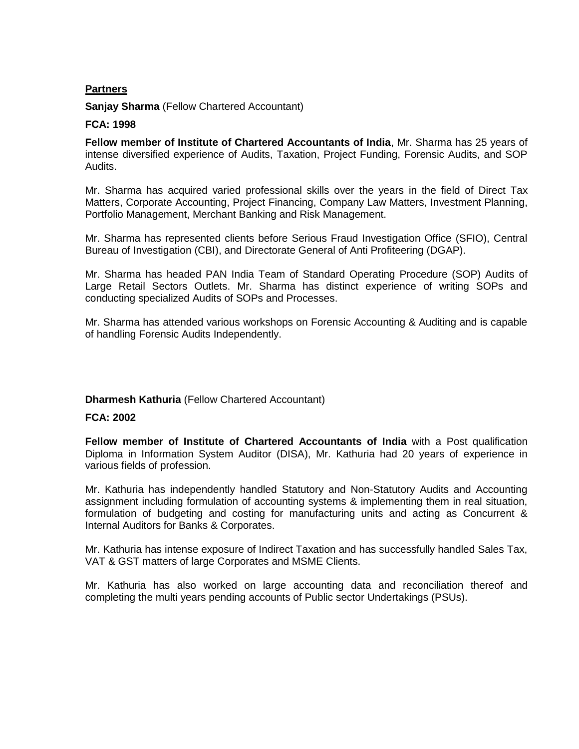**Partners**

**Sanjay Sharma** (Fellow Chartered Accountant)

**FCA: 1998**

**Fellow member of Institute of Chartered Accountants of India**, Mr. Sharma has 25 years of intense diversified experience of Audits, Taxation, Project Funding, Forensic Audits, and SOP Audits.

Mr. Sharma has acquired varied professional skills over the years in the field of Direct Tax Matters, Corporate Accounting, Project Financing, Company Law Matters, Investment Planning, Portfolio Management, Merchant Banking and Risk Management.

Mr. Sharma has represented clients before Serious Fraud Investigation Office (SFIO), Central Bureau of Investigation (CBI), and Directorate General of Anti Profiteering (DGAP).

Mr. Sharma has headed PAN India Team of Standard Operating Procedure (SOP) Audits of Large Retail Sectors Outlets. Mr. Sharma has distinct experience of writing SOPs and conducting specialized Audits of SOPs and Processes.

Mr. Sharma has attended various workshops on Forensic Accounting & Auditing and is capable of handling Forensic Audits Independently.

**Dharmesh Kathuria** (Fellow Chartered Accountant)

**FCA: 2002**

**Fellow member of Institute of Chartered Accountants of India** with a Post qualification Diploma in Information System Auditor (DISA), Mr. Kathuria had 20 years of experience in various fields of profession.

Mr. Kathuria has independently handled Statutory and Non-Statutory Audits and Accounting assignment including formulation of accounting systems & implementing them in real situation, formulation of budgeting and costing for manufacturing units and acting as Concurrent & Internal Auditors for Banks & Corporates.

Mr. Kathuria has intense exposure of Indirect Taxation and has successfully handled Sales Tax, VAT & GST matters of large Corporates and MSME Clients.

Mr. Kathuria has also worked on large accounting data and reconciliation thereof and completing the multi years pending accounts of Public sector Undertakings (PSUs).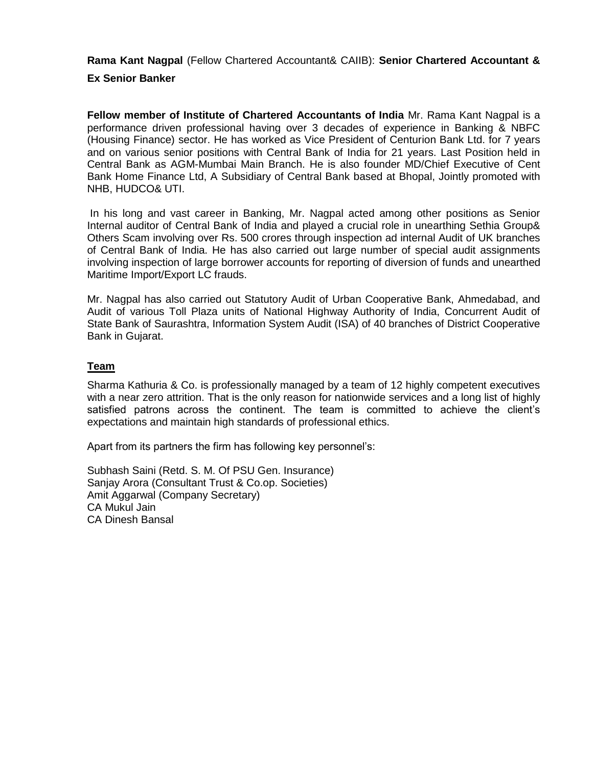**Rama Kant Nagpal** (Fellow Chartered Accountant& CAIIB): **Senior Chartered Accountant & Ex Senior Banker**

**Fellow member of Institute of Chartered Accountants of India** Mr. Rama Kant Nagpal is a performance driven professional having over 3 decades of experience in Banking & NBFC (Housing Finance) sector. He has worked as Vice President of Centurion Bank Ltd. for 7 years and on various senior positions with Central Bank of India for 21 years. Last Position held in Central Bank as AGM-Mumbai Main Branch. He is also founder MD/Chief Executive of Cent Bank Home Finance Ltd, A Subsidiary of Central Bank based at Bhopal, Jointly promoted with NHB, HUDCO& UTI.

In his long and vast career in Banking, Mr. Nagpal acted among other positions as Senior Internal auditor of Central Bank of India and played a crucial role in unearthing Sethia Group& Others Scam involving over Rs. 500 crores through inspection ad internal Audit of UK branches of Central Bank of India. He has also carried out large number of special audit assignments involving inspection of large borrower accounts for reporting of diversion of funds and unearthed Maritime Import/Export LC frauds.

Mr. Nagpal has also carried out Statutory Audit of Urban Cooperative Bank, Ahmedabad, and Audit of various Toll Plaza units of National Highway Authority of India, Concurrent Audit of State Bank of Saurashtra, Information System Audit (ISA) of 40 branches of District Cooperative Bank in Gujarat.

## Team

Sharma Kathuria & Co. is professionally managed by a team of 12 highly competent executives with a near zero attrition. That is the only reason for nationwide services and a long list of highly satisfied patrons across the continent. The team is committed to achieve the client's expectations and maintain high standards of professional ethics.

Apart from its partners the firm has following key personnel's:

Subhash Saini (Retd. S. M. Of PSU Gen. Insurance)  
Sanjay Arora (Consultant Trust & Co.op. Societies)  
Amit Aggarwal (Company Secretary)  
CA Mukul Jain  
CA Dinesh Bansal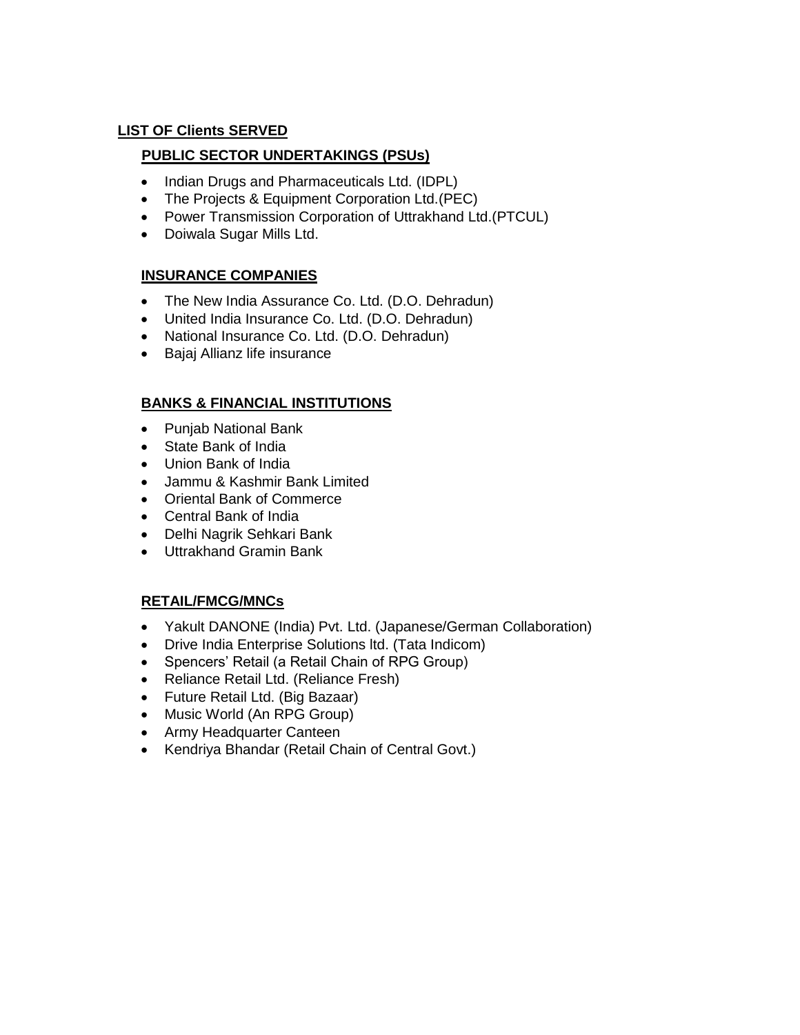## LIST OF Clients SERVED

### PUBLIC SECTOR UNDERTAKINGS (PSUs)

- Indian Drugs and Pharmaceuticals Ltd. (IDPL)
- The Projects & Equipment Corporation Ltd.(PEC)
- Power Transmission Corporation of Uttrakhand Ltd.(PTCUL)
- Doiwala Sugar Mills Ltd.

### INSURANCE COMPANIES

- The New India Assurance Co. Ltd. (D.O. Dehradun)
- United India Insurance Co. Ltd. (D.O. Dehradun)
- National Insurance Co. Ltd. (D.O. Dehradun)
- Bajaj Allianz life insurance

### BANKS & FINANCIAL INSTITUTIONS

- Punjab National Bank
- State Bank of India
- Union Bank of India
- Jammu & Kashmir Bank Limited
- Oriental Bank of Commerce
- Central Bank of India
- Delhi Nagrik Sehkari Bank
- Uttrakhand Gramin Bank

### RETAIL/FMCG/MNCs

- Yakult DANONE (India) Pvt. Ltd. (Japanese/German Collaboration)
- Drive India Enterprise Solutions ltd. (Tata Indicom)
- Spencers' Retail (a Retail Chain of RPG Group)
- Reliance Retail Ltd. (Reliance Fresh)
- Future Retail Ltd. (Big Bazaar)
- Music World (An RPG Group)
- Army Headquarter Canteen
- Kendriya Bhandar (Retail Chain of Central Govt.)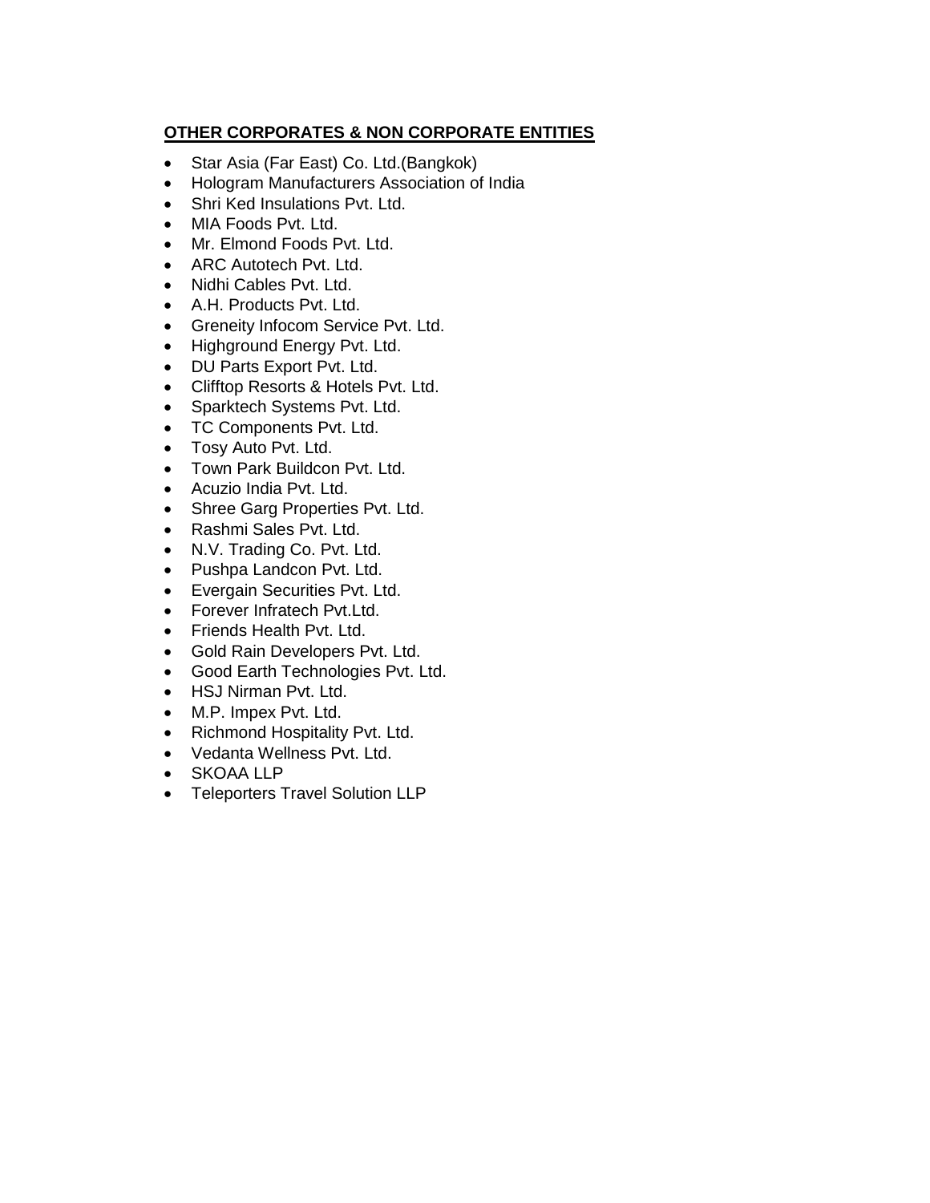**OTHER CORPORATES & NON CORPORATE ENTITIES**

- Star Asia (Far East) Co. Ltd.(Bangkok)
- Hologram Manufacturers Association of India
- Shri Ked Insulations Pvt. Ltd.
- MIA Foods Pvt. Ltd.
- Mr. Elmond Foods Pvt. Ltd.
- ARC Autotech Pvt. Ltd.
- Nidhi Cables Pvt. Ltd.
- A.H. Products Pvt. Ltd.
- Greneity Infocom Service Pvt. Ltd.
- Highground Energy Pvt. Ltd.
- DU Parts Export Pvt. Ltd.
- Clifftop Resorts & Hotels Pvt. Ltd.
- Sparktech Systems Pvt. Ltd.
- TC Components Pvt. Ltd.
- Tosy Auto Pvt. Ltd.
- Town Park Buildcon Pvt. Ltd.
- Acuzio India Pvt. Ltd.
- Shree Garg Properties Pvt. Ltd.
- Rashmi Sales Pvt. Ltd.
- N.V. Trading Co. Pvt. Ltd.
- Pushpa Landcon Pvt. Ltd.
- Evergain Securities Pvt. Ltd.
- Forever Infratech Pvt.Ltd.
- Friends Health Pvt. Ltd.
- Gold Rain Developers Pvt. Ltd.
- Good Earth Technologies Pvt. Ltd.
- HSJ Nirman Pvt. Ltd.
- M.P. Impex Pvt. Ltd.
- Richmond Hospitality Pvt. Ltd.
- Vedanta Wellness Pvt. Ltd.
- SKOAA LLP
- Teleporters Travel Solution LLP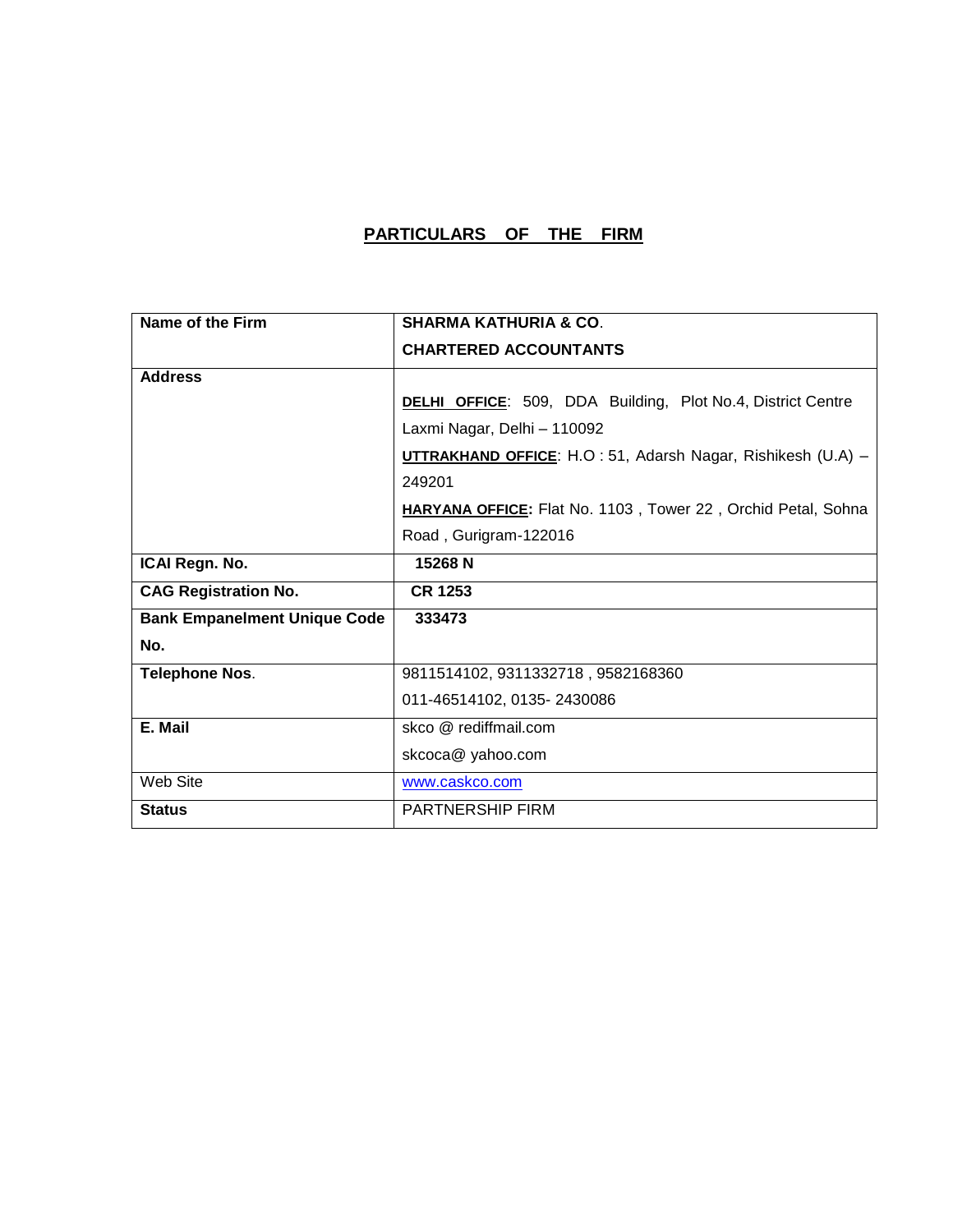## PARTICULARS OF THE FIRM

| Name of the Firm | **SHARMA KATHURIA & CO.**<br>**CHARTERED ACCOUNTANTS** |
|---|---|
| **Address** | **DELHI OFFICE**: 509, DDA Building, Plot No.4, District Centre Laxmi Nagar, Delhi – 110092<br>**UTTRAKHAND OFFICE**: H.O : 51, Adarsh Nagar, Rishikesh (U.A) – 249201<br>**HARYANA OFFICE:** Flat No. 1103 , Tower 22 , Orchid Petal, Sohna Road , Gurigram-122016 |
| **ICAI Regn. No.** | **15268 N** |
| **CAG Registration No.** | **CR 1253** |
| **Bank Empanelment Unique Code No.** | **333473** |
| **Telephone Nos**. | 9811514102, 9311332718 , 9582168360<br>011-46514102, 0135- 2430086 |
| **E. Mail** | skco @ rediffmail.com<br>skcoca@ yahoo.com |
| Web Site | www.caskco.com |
| **Status** | PARTNERSHIP FIRM |